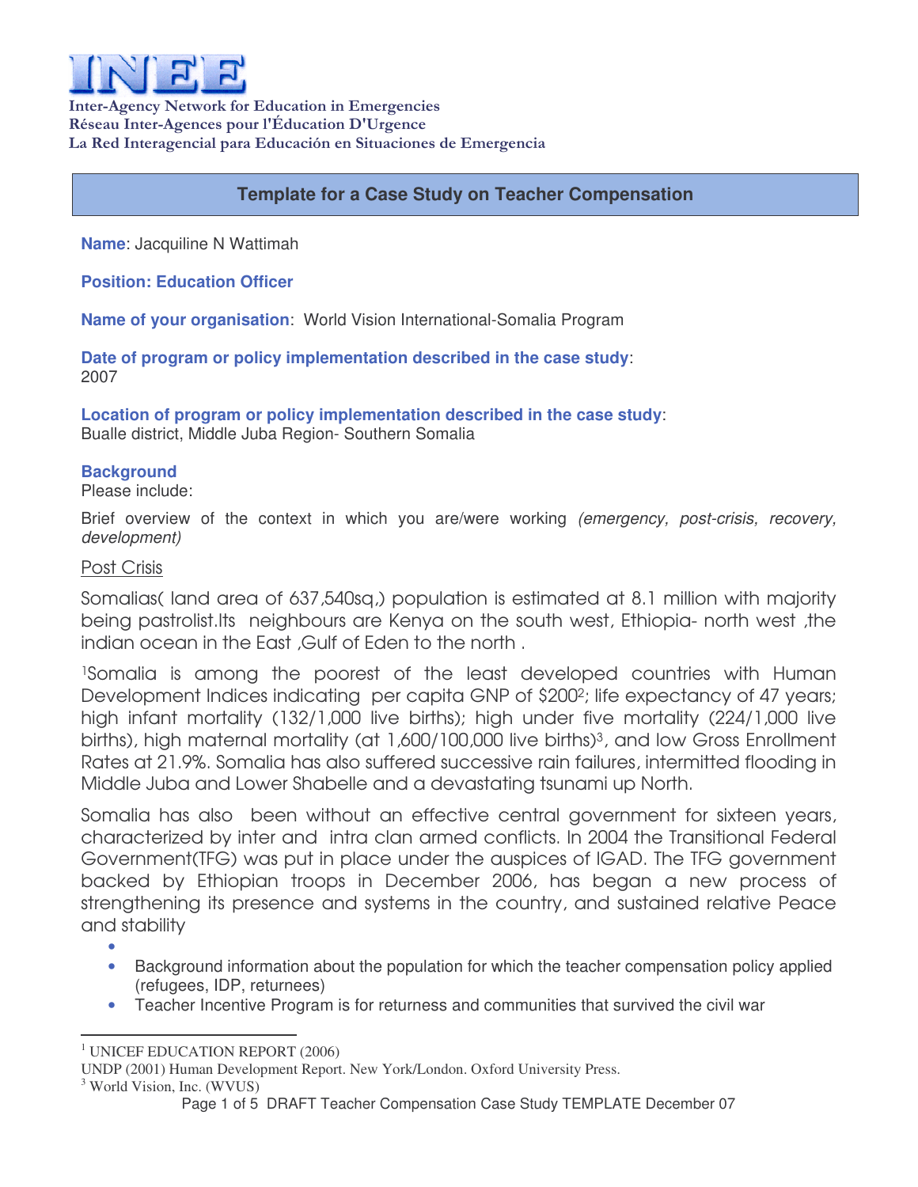**Inter-Agency Network for Education in Emergencies**
**Réseau Inter-Agences pour l'Éducation D'Urgence**
**La Red Interagencial para Educación en Situaciones de Emergencia**

## Template for a Case Study on Teacher Compensation

**Name**: Jacquiline N Wattimah

**Position: Education Officer**

**Name of your organisation**: World Vision International-Somalia Program

**Date of program or policy implementation described in the case study**:
2007

**Location of program or policy implementation described in the case study**:
Bualle district, Middle Juba Region- Southern Somalia

**Background**
Please include:

Brief overview of the context in which you are/were working *(emergency, post-crisis, recovery, development)*

Post Crisis

Somalias( land area of 637,540sq,) population is estimated at 8.1 million with majority being pastrolist.Its neighbours are Kenya on the south west, Ethiopia- north west ,the indian ocean in the East ,Gulf of Eden to the north .

[1]Somalia is among the poorest of the least developed countries with Human Development Indices indicating per capita GNP of $200[2]; life expectancy of 47 years; high infant mortality (132/1,000 live births); high under five mortality (224/1,000 live births), high maternal mortality (at 1,600/100,000 live births)[3], and low Gross Enrollment Rates at 21.9%. Somalia has also suffered successive rain failures, intermitted flooding in Middle Juba and Lower Shabelle and a devastating tsunami up North.

Somalia has also been without an effective central government for sixteen years, characterized by inter and intra clan armed conflicts. In 2004 the Transitional Federal Government(TFG) was put in place under the auspices of IGAD. The TFG government backed by Ethiopian troops in December 2006, has began a new process of strengthening its presence and systems in the country, and sustained relative Peace and stability

- Background information about the population for which the teacher compensation policy applied (refugees, IDP, returnees)
- Teacher Incentive Program is for returness and communities that survived the civil war

---

[1] UNICEF EDUCATION REPORT (2006)
UNDP (2001) Human Development Report. New York/London. Oxford University Press.
[3] World Vision, Inc. (WVUS)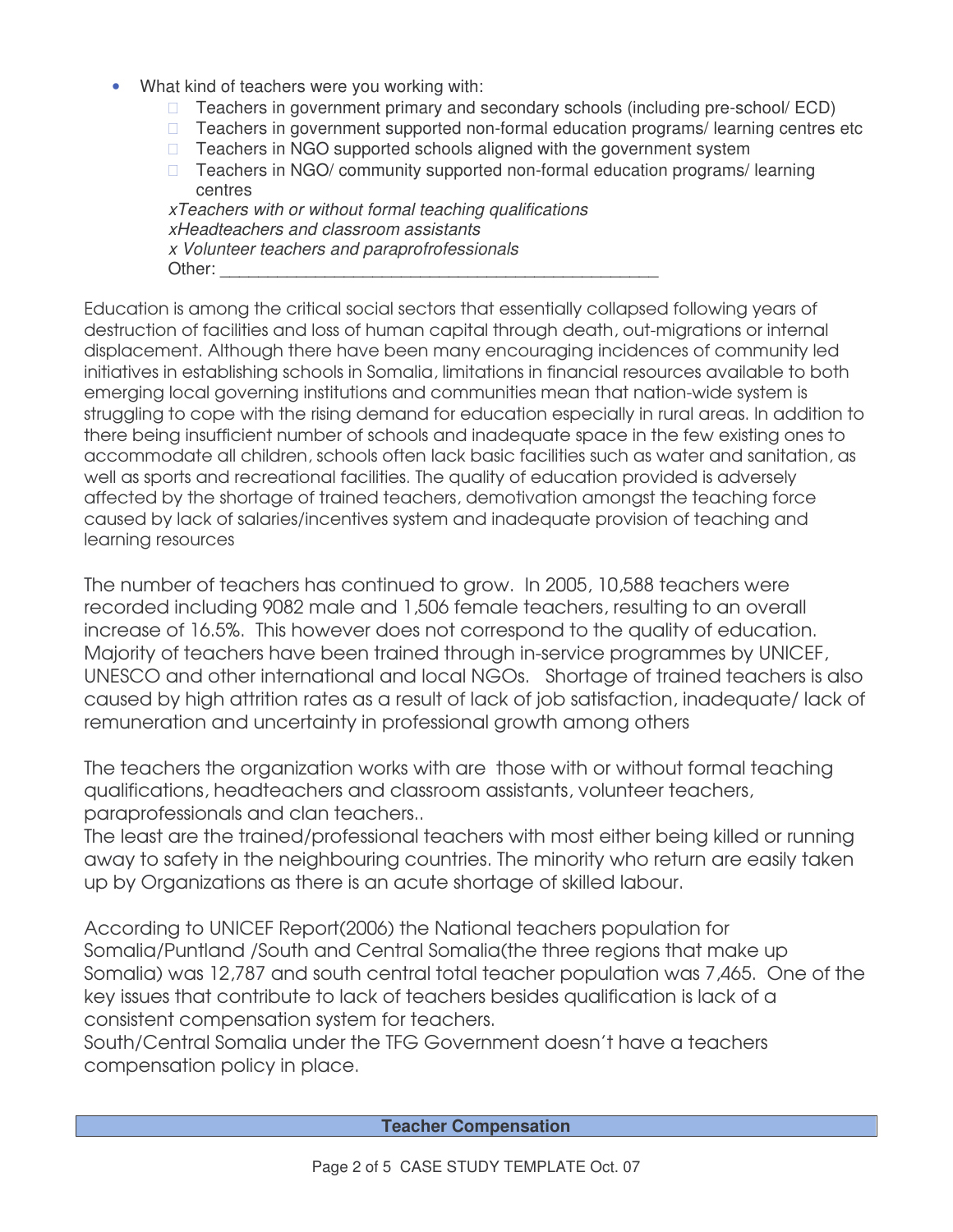- What kind of teachers were you working with:
  - ☐ Teachers in government primary and secondary schools (including pre-school/ ECD)
  - ☐ Teachers in government supported non-formal education programs/ learning centres etc
  - ☐ Teachers in NGO supported schools aligned with the government system
  - ☐ Teachers in NGO/ community supported non-formal education programs/ learning centres

  *xTeachers with or without formal teaching qualifications*
  *xHeadteachers and classroom assistants*
  *x Volunteer teachers and paraprofrofessionals*
  Other: _______________________________________________

Education is among the critical social sectors that essentially collapsed following years of destruction of facilities and loss of human capital through death, out-migrations or internal displacement. Although there have been many encouraging incidences of community led initiatives in establishing schools in Somalia, limitations in financial resources available to both emerging local governing institutions and communities mean that nation-wide system is struggling to cope with the rising demand for education especially in rural areas. In addition to there being insufficient number of schools and inadequate space in the few existing ones to accommodate all children, schools often lack basic facilities such as water and sanitation, as well as sports and recreational facilities. The quality of education provided is adversely affected by the shortage of trained teachers, demotivation amongst the teaching force caused by lack of salaries/incentives system and inadequate provision of teaching and learning resources

The number of teachers has continued to grow. In 2005, 10,588 teachers were recorded including 9082 male and 1,506 female teachers, resulting to an overall increase of 16.5%. This however does not correspond to the quality of education. Majority of teachers have been trained through in-service programmes by UNICEF, UNESCO and other international and local NGOs. Shortage of trained teachers is also caused by high attrition rates as a result of lack of job satisfaction, inadequate/ lack of remuneration and uncertainty in professional growth among others

The teachers the organization works with are those with or without formal teaching qualifications, headteachers and classroom assistants, volunteer teachers, paraprofessionals and clan teachers..
The least are the trained/professional teachers with most either being killed or running away to safety in the neighbouring countries. The minority who return are easily taken up by Organizations as there is an acute shortage of skilled labour.

According to UNICEF Report(2006) the National teachers population for Somalia/Puntland /South and Central Somalia(the three regions that make up Somalia) was 12,787 and south central total teacher population was 7,465. One of the key issues that contribute to lack of teachers besides qualification is lack of a consistent compensation system for teachers.
South/Central Somalia under the TFG Government doesn't have a teachers compensation policy in place.

## Teacher Compensation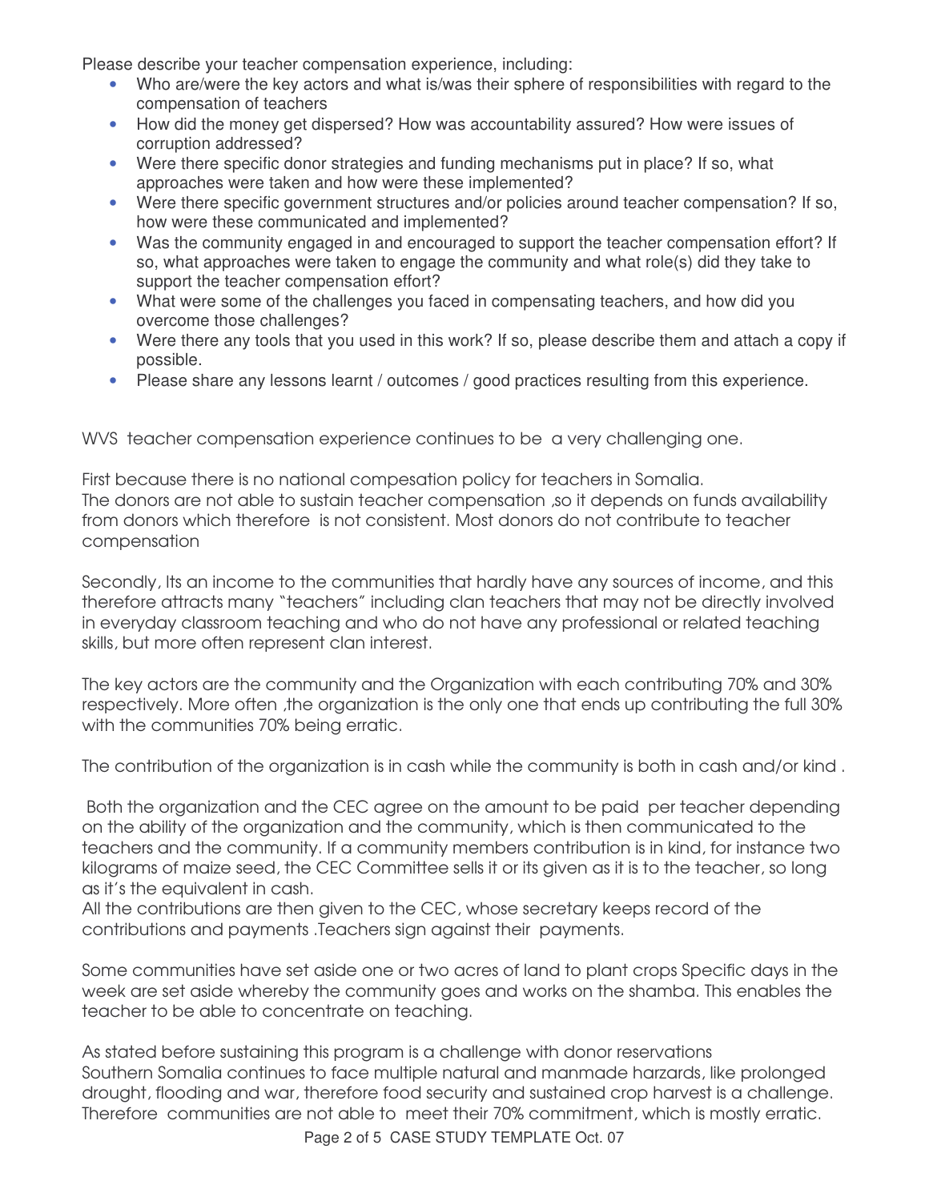Please describe your teacher compensation experience, including:

- Who are/were the key actors and what is/was their sphere of responsibilities with regard to the compensation of teachers
- How did the money get dispersed? How was accountability assured? How were issues of corruption addressed?
- Were there specific donor strategies and funding mechanisms put in place? If so, what approaches were taken and how were these implemented?
- Were there specific government structures and/or policies around teacher compensation? If so, how were these communicated and implemented?
- Was the community engaged in and encouraged to support the teacher compensation effort? If so, what approaches were taken to engage the community and what role(s) did they take to support the teacher compensation effort?
- What were some of the challenges you faced in compensating teachers, and how did you overcome those challenges?
- Were there any tools that you used in this work? If so, please describe them and attach a copy if possible.
- Please share any lessons learnt / outcomes / good practices resulting from this experience.

WVS teacher compensation experience continues to be a very challenging one.

First because there is no national compesation policy for teachers in Somalia.
The donors are not able to sustain teacher compensation ,so it depends on funds availability from donors which therefore is not consistent. Most donors do not contribute to teacher compensation

Secondly, Its an income to the communities that hardly have any sources of income, and this therefore attracts many "teachers" including clan teachers that may not be directly involved in everyday classroom teaching and who do not have any professional or related teaching skills, but more often represent clan interest.

The key actors are the community and the Organization with each contributing 70% and 30% respectively. More often ,the organization is the only one that ends up contributing the full 30% with the communities 70% being erratic.

The contribution of the organization is in cash while the community is both in cash and/or kind .

Both the organization and the CEC agree on the amount to be paid per teacher depending on the ability of the organization and the community, which is then communicated to the teachers and the community. If a community members contribution is in kind, for instance two kilograms of maize seed, the CEC Committee sells it or its given as it is to the teacher, so long as it's the equivalent in cash.
All the contributions are then given to the CEC, whose secretary keeps record of the contributions and payments .Teachers sign against their payments.

Some communities have set aside one or two acres of land to plant crops Specific days in the week are set aside whereby the community goes and works on the shamba. This enables the teacher to be able to concentrate on teaching.

As stated before sustaining this program is a challenge with donor reservations
Southern Somalia continues to face multiple natural and manmade harzards, like prolonged drought, flooding and war, therefore food security and sustained crop harvest is a challenge. Therefore communities are not able to meet their 70% commitment, which is mostly erratic.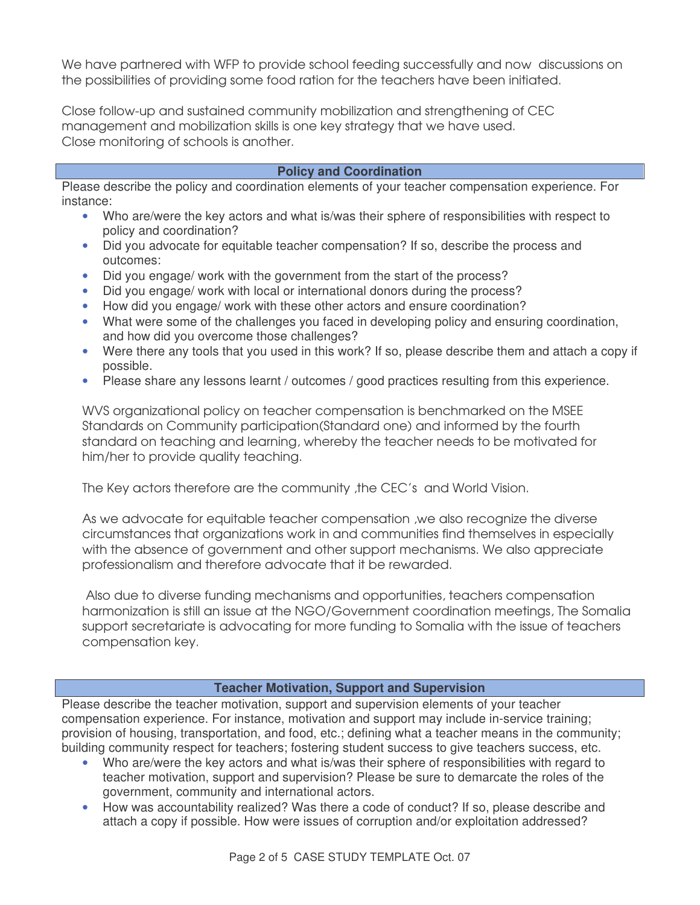We have partnered with WFP to provide school feeding successfully and now discussions on the possibilities of providing some food ration for the teachers have been initiated.

Close follow-up and sustained community mobilization and strengthening of CEC management and mobilization skills is one key strategy that we have used. Close monitoring of schools is another.

## Policy and Coordination

Please describe the policy and coordination elements of your teacher compensation experience. For instance:

- Who are/were the key actors and what is/was their sphere of responsibilities with respect to policy and coordination?
- Did you advocate for equitable teacher compensation? If so, describe the process and outcomes:
- Did you engage/ work with the government from the start of the process?
- Did you engage/ work with local or international donors during the process?
- How did you engage/ work with these other actors and ensure coordination?
- What were some of the challenges you faced in developing policy and ensuring coordination, and how did you overcome those challenges?
- Were there any tools that you used in this work? If so, please describe them and attach a copy if possible.
- Please share any lessons learnt / outcomes / good practices resulting from this experience.

WVS organizational policy on teacher compensation is benchmarked on the MSEE Standards on Community participation(Standard one) and informed by the fourth standard on teaching and learning, whereby the teacher needs to be motivated for him/her to provide quality teaching.

The Key actors therefore are the community ,the CEC's and World Vision.

As we advocate for equitable teacher compensation ,we also recognize the diverse circumstances that organizations work in and communities find themselves in especially with the absence of government and other support mechanisms. We also appreciate professionalism and therefore advocate that it be rewarded.

Also due to diverse funding mechanisms and opportunities, teachers compensation harmonization is still an issue at the NGO/Government coordination meetings, The Somalia support secretariate is advocating for more funding to Somalia with the issue of teachers compensation key.

## Teacher Motivation, Support and Supervision

Please describe the teacher motivation, support and supervision elements of your teacher compensation experience. For instance, motivation and support may include in-service training; provision of housing, transportation, and food, etc.; defining what a teacher means in the community; building community respect for teachers; fostering student success to give teachers success, etc.

- Who are/were the key actors and what is/was their sphere of responsibilities with regard to teacher motivation, support and supervision? Please be sure to demarcate the roles of the government, community and international actors.
- How was accountability realized? Was there a code of conduct? If so, please describe and attach a copy if possible. How were issues of corruption and/or exploitation addressed?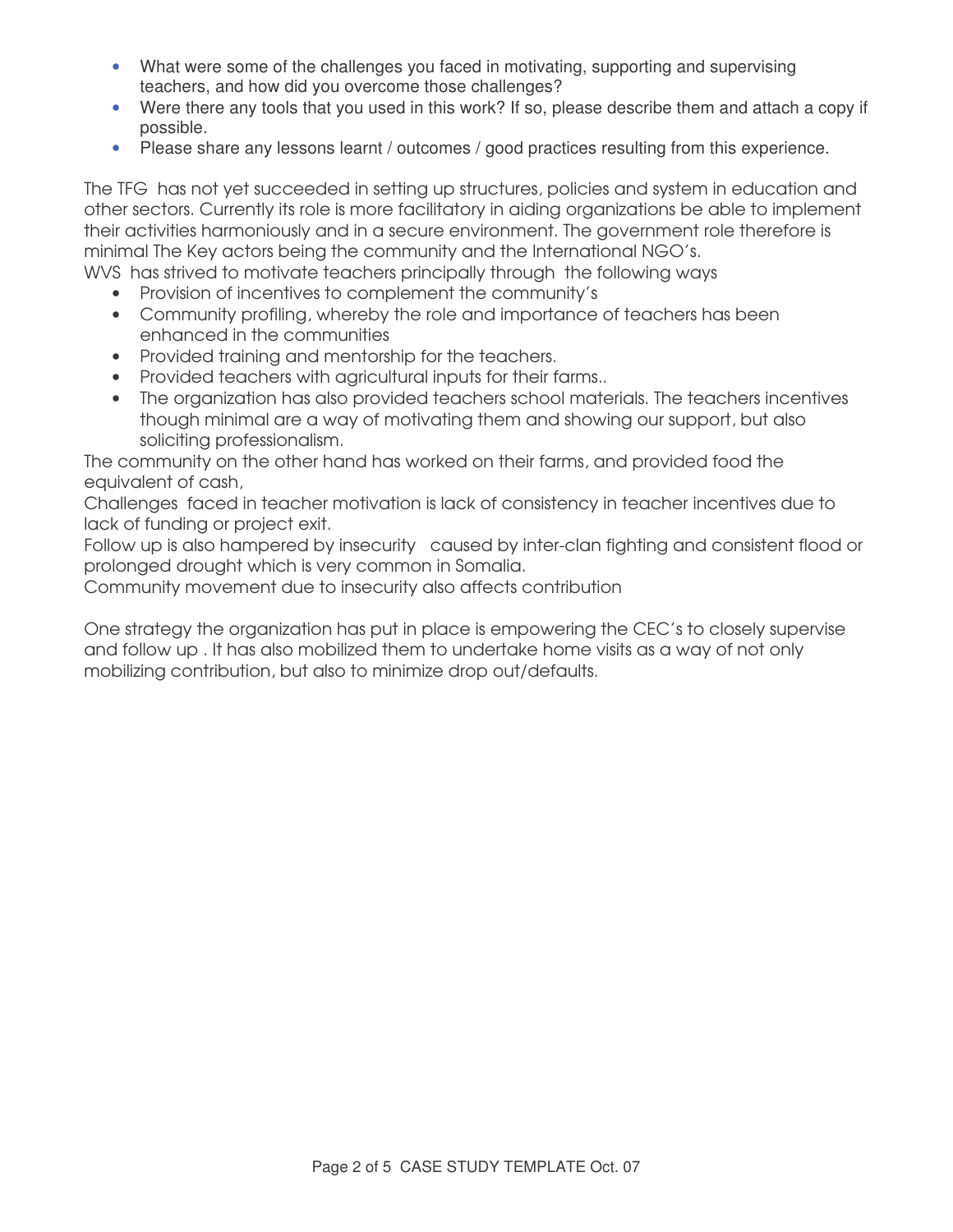- What were some of the challenges you faced in motivating, supporting and supervising teachers, and how did you overcome those challenges?
- Were there any tools that you used in this work? If so, please describe them and attach a copy if possible.
- Please share any lessons learnt / outcomes / good practices resulting from this experience.

The TFG has not yet succeeded in setting up structures, policies and system in education and other sectors. Currently its role is more facilitatory in aiding organizations be able to implement their activities harmoniously and in a secure environment. The government role therefore is minimal The Key actors being the community and the International NGO's.
WVS has strived to motivate teachers principally through the following ways

- Provision of incentives to complement the community's
- Community profiling, whereby the role and importance of teachers has been enhanced in the communities
- Provided training and mentorship for the teachers.
- Provided teachers with agricultural inputs for their farms..
- The organization has also provided teachers school materials. The teachers incentives though minimal are a way of motivating them and showing our support, but also soliciting professionalism.

The community on the other hand has worked on their farms, and provided food the equivalent of cash,
Challenges faced in teacher motivation is lack of consistency in teacher incentives due to lack of funding or project exit.
Follow up is also hampered by insecurity caused by inter-clan fighting and consistent flood or prolonged drought which is very common in Somalia.
Community movement due to insecurity also affects contribution

One strategy the organization has put in place is empowering the CEC's to closely supervise and follow up . It has also mobilized them to undertake home visits as a way of not only mobilizing contribution, but also to minimize drop out/defaults.